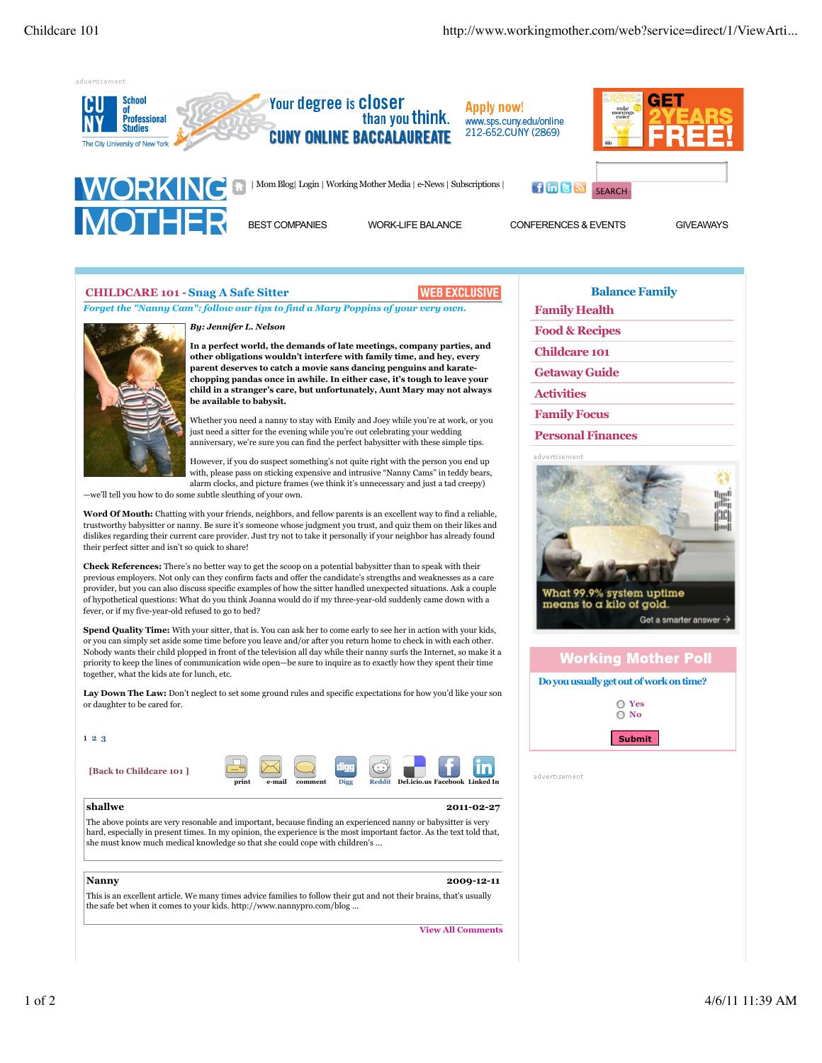# CHILDCARE 101 - Snag A Safe Sitter

**WEB EXCLUSIVE**

*Forget the "Nanny Cam": follow our tips to find a Mary Poppins of your very own.*

***By: Jennifer L. Nelson***

**In a perfect world, the demands of late meetings, company parties, and other obligations wouldn't interfere with family time, and hey, every parent deserves to catch a movie sans dancing penguins and karate-chopping pandas once in awhile. In either case, it's tough to leave your child in a stranger's care, but unfortunately, Aunt Mary may not always be available to babysit.**

Whether you need a nanny to stay with Emily and Joey while you're at work, or you just need a sitter for the evening while you're out celebrating your wedding anniversary, we're sure you can find the perfect babysitter with these simple tips.

However, if you do suspect something's not quite right with the person you end up with, please pass on sticking expensive and intrusive "Nanny Cams" in teddy bears, alarm clocks, and picture frames (we think it's unnecessary and just a tad creepy)—we'll tell you how to do some subtle sleuthing of your own.

**Word Of Mouth:** Chatting with your friends, neighbors, and fellow parents is an excellent way to find a reliable, trustworthy babysitter or nanny. Be sure it's someone whose judgment you trust, and quiz them on their likes and dislikes regarding their current care provider. Just try not to take it personally if your neighbor has already found their perfect sitter and isn't so quick to share!

**Check References:** There's no better way to get the scoop on a potential babysitter than to speak with their previous employers. Not only can they confirm facts and other the candidate's strengths and weaknesses as a care provider, but you can also discuss specific examples of how the sitter handled unexpected situations. Ask a couple of hypothetical questions: What do you think Joanna would do if my three-year-old suddenly came down with a fever, or if my five-year-old refused to go to bed?

**Spend Quality Time:** With your sitter, that is. You can ask her to come early to see her in action with your kids, or you can simply set aside some time before you leave and/or after you return home to check in with each other. Nobody wants their child plopped in front of the television all day while their nanny surfs the Internet, so make it a priority to keep the lines of communication wide open—be sure to inquire as to exactly how they spent their time together, what the kids ate for lunch, etc.

**Lay Down The Law:** Don't neglect to set some ground rules and specific expectations for how you'd like your son or daughter to be cared for.

1 2 3

[Back to Childcare 101 ]

print | e-mail | comment | Digg | Reddit | Del.icio.us | Facebook | Linked In

**shallwe** — **2011-02-27**

The above points are very resonable and important, because finding an experienced nanny or babysitter is very hard, especially in present times. In my opinion, the experience is the most important factor. As the text told that, she must know much medical knowledge so that she could cope with children's ...

**Nanny** — **2009-12-11**

This is an excellent article. We many times advice families to follow their gut and not their brains, that's usually the safe bet when it comes to your kids. http://www.nannypro.com/blog ...

View All Comments

## Balance Family

- Family Health
- Food & Recipes
- Childcare 101
- Getaway Guide
- Activities
- Family Focus
- Personal Finances

## Working Mother Poll

**Do you usually get out of work on time?**

- Yes
- No

Submit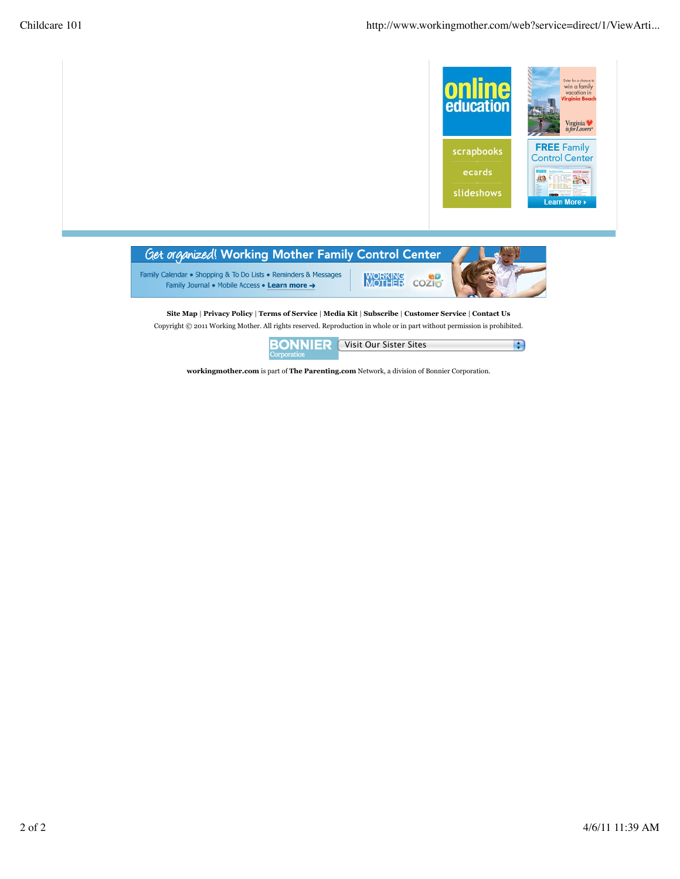online education

Enter for a chance to win a family vacation in Virginia Beach

Virginia is for Lovers

scrapbooks

ecards

slideshows

**FREE** Family Control Center

Learn More

*Get organized!* Working Mother Family Control Center

Family Calendar • Shopping & To Do Lists • Reminders & Messages
Family Journal • Mobile Access • **Learn more →**

WORKING MOTHER cozi

**Site Map** | **Privacy Policy** | **Terms of Service** | **Media Kit** | **Subscribe** | **Customer Service** | **Contact Us**

Copyright © 2011 Working Mother. All rights reserved. Reproduction in whole or in part without permission is prohibited.

BONNIER Corporation

Visit Our Sister Sites

**workingmother.com** is part of **The Parenting.com** Network, a division of Bonnier Corporation.